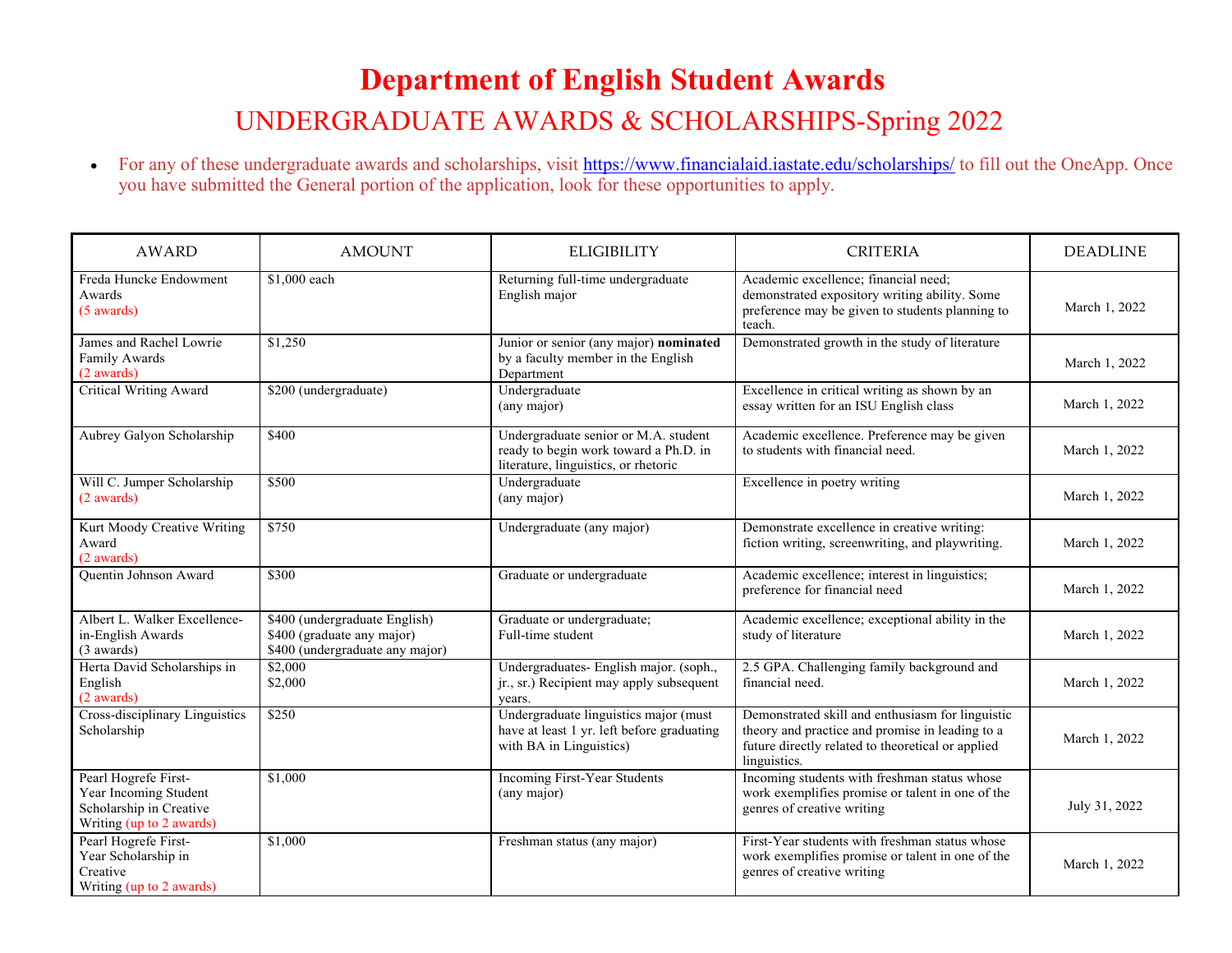# Department of English Student Awards

## UNDERGRADUATE AWARDS & SCHOLARSHIPS-Spring 2022

- For any of these undergraduate awards and scholarships, visit https://www.financialaid.iastate.edu/scholarships/ to fill out the OneApp. Once you have submitted the General portion of the application, look for these opportunities to apply.

| AWARD | AMOUNT | ELIGIBILITY | CRITERIA | DEADLINE |
|---|---|---|---|---|
| Freda Huncke Endowment Awards (5 awards) | $1,000 each | Returning full-time undergraduate English major | Academic excellence; financial need; demonstrated expository writing ability. Some preference may be given to students planning to teach. | March 1, 2022 |
| James and Rachel Lowrie Family Awards (2 awards) | $1,250 | Junior or senior (any major) **nominated** by a faculty member in the English Department | Demonstrated growth in the study of literature | March 1, 2022 |
| Critical Writing Award | $200 (undergraduate) | Undergraduate (any major) | Excellence in critical writing as shown by an essay written for an ISU English class | March 1, 2022 |
| Aubrey Galyon Scholarship | $400 | Undergraduate senior or M.A. student ready to begin work toward a Ph.D. in literature, linguistics, or rhetoric | Academic excellence. Preference may be given to students with financial need. | March 1, 2022 |
| Will C. Jumper Scholarship (2 awards) | $500 | Undergraduate (any major) | Excellence in poetry writing | March 1, 2022 |
| Kurt Moody Creative Writing Award (2 awards) | $750 | Undergraduate (any major) | Demonstrate excellence in creative writing: fiction writing, screenwriting, and playwriting. | March 1, 2022 |
| Quentin Johnson Award | $300 | Graduate or undergraduate | Academic excellence; interest in linguistics; preference for financial need | March 1, 2022 |
| Albert L. Walker Excellence-in-English Awards (3 awards) | $400 (undergraduate English)<br>$400 (graduate any major)<br>$400 (undergraduate any major) | Graduate or undergraduate; Full-time student | Academic excellence; exceptional ability in the study of literature | March 1, 2022 |
| Herta David Scholarships in English (2 awards) | $2,000<br>$2,000 | Undergraduates- English major. (soph., jr., sr.) Recipient may apply subsequent years. | 2.5 GPA. Challenging family background and financial need. | March 1, 2022 |
| Cross-disciplinary Linguistics Scholarship | $250 | Undergraduate linguistics major (must have at least 1 yr. left before graduating with BA in Linguistics) | Demonstrated skill and enthusiasm for linguistic theory and practice and promise in leading to a future directly related to theoretical or applied linguistics. | March 1, 2022 |
| Pearl Hogrefe First-Year Incoming Student Scholarship in Creative Writing (up to 2 awards) | $1,000 | Incoming First-Year Students (any major) | Incoming students with freshman status whose work exemplifies promise or talent in one of the genres of creative writing | July 31, 2022 |
| Pearl Hogrefe First-Year Scholarship in Creative Writing (up to 2 awards) | $1,000 | Freshman status (any major) | First-Year students with freshman status whose work exemplifies promise or talent in one of the genres of creative writing | March 1, 2022 |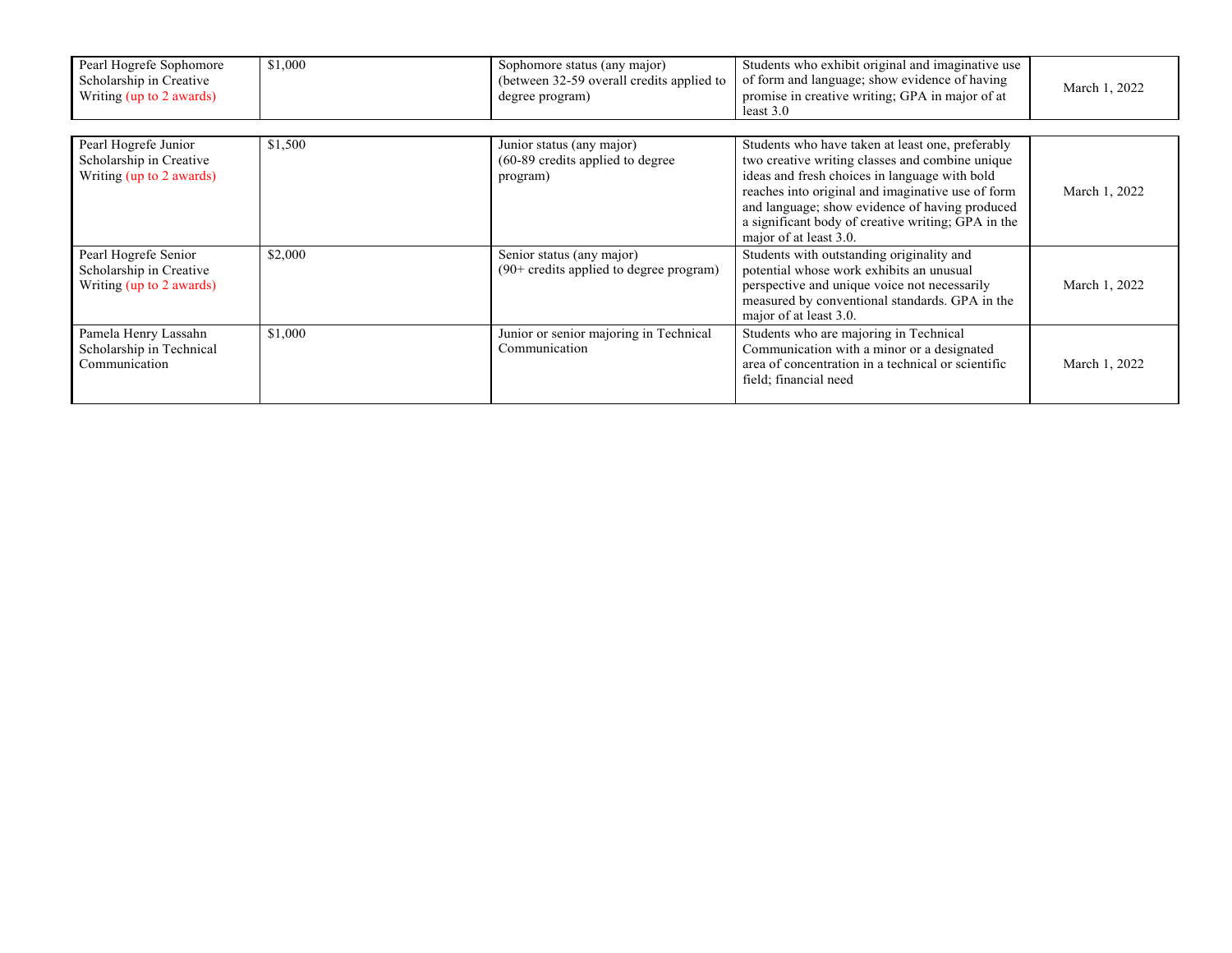| | | | | |
|---|---|---|---|---|
| Pearl Hogrefe Sophomore Scholarship in Creative Writing (up to 2 awards) | $1,000 | Sophomore status (any major) (between 32-59 overall credits applied to degree program) | Students who exhibit original and imaginative use of form and language; show evidence of having promise in creative writing; GPA in major of at least 3.0 | March 1, 2022 |
| Pearl Hogrefe Junior Scholarship in Creative Writing (up to 2 awards) | $1,500 | Junior status (any major) (60-89 credits applied to degree program) | Students who have taken at least one, preferably two creative writing classes and combine unique ideas and fresh choices in language with bold reaches into original and imaginative use of form and language; show evidence of having produced a significant body of creative writing; GPA in the major of at least 3.0. | March 1, 2022 |
| Pearl Hogrefe Senior Scholarship in Creative Writing (up to 2 awards) | $2,000 | Senior status (any major) (90+ credits applied to degree program) | Students with outstanding originality and potential whose work exhibits an unusual perspective and unique voice not necessarily measured by conventional standards. GPA in the major of at least 3.0. | March 1, 2022 |
| Pamela Henry Lassahn Scholarship in Technical Communication | $1,000 | Junior or senior majoring in Technical Communication | Students who are majoring in Technical Communication with a minor or a designated area of concentration in a technical or scientific field; financial need | March 1, 2022 |